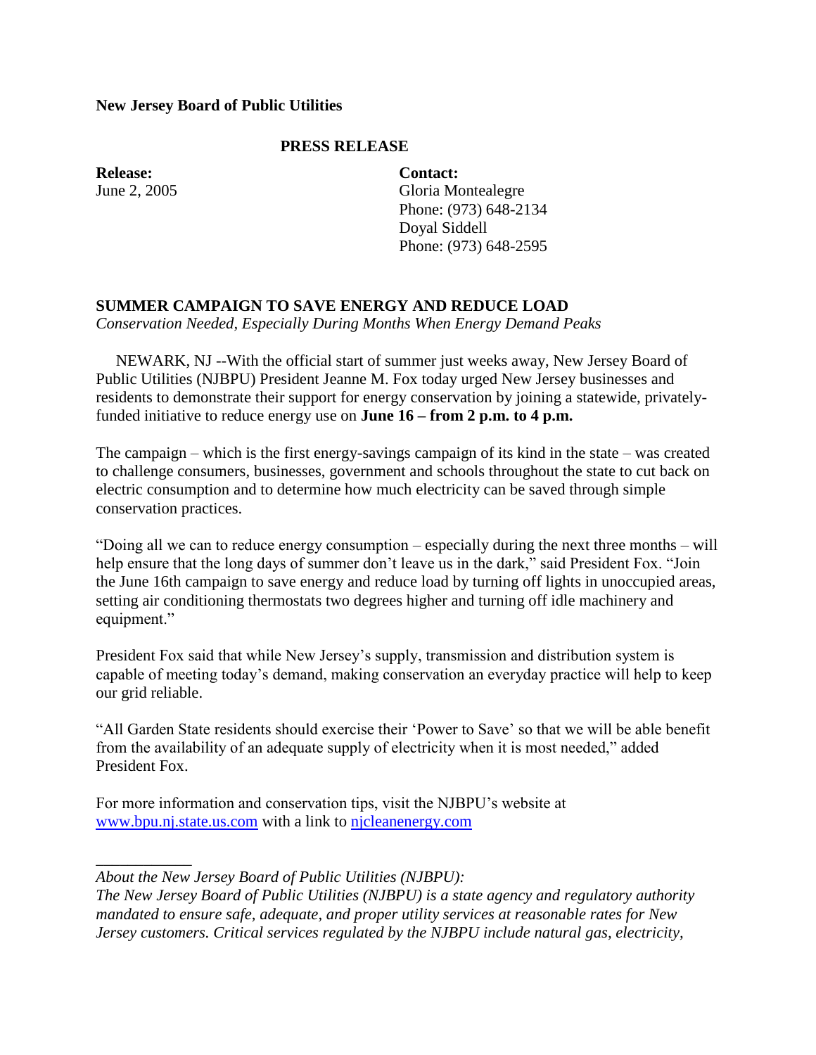**New Jersey Board of Public Utilities**

**PRESS RELEASE**

**Release:**
June 2, 2005

**Contact:**
Gloria Montealegre
Phone: (973) 648-2134
Doyal Siddell
Phone: (973) 648-2595

## SUMMER CAMPAIGN TO SAVE ENERGY AND REDUCE LOAD

*Conservation Needed, Especially During Months When Energy Demand Peaks*

NEWARK, NJ --With the official start of summer just weeks away, New Jersey Board of Public Utilities (NJBPU) President Jeanne M. Fox today urged New Jersey businesses and residents to demonstrate their support for energy conservation by joining a statewide, privately-funded initiative to reduce energy use on **June 16 – from 2 p.m. to 4 p.m.**

The campaign – which is the first energy-savings campaign of its kind in the state – was created to challenge consumers, businesses, government and schools throughout the state to cut back on electric consumption and to determine how much electricity can be saved through simple conservation practices.

"Doing all we can to reduce energy consumption – especially during the next three months – will help ensure that the long days of summer don't leave us in the dark," said President Fox. "Join the June 16th campaign to save energy and reduce load by turning off lights in unoccupied areas, setting air conditioning thermostats two degrees higher and turning off idle machinery and equipment."

President Fox said that while New Jersey's supply, transmission and distribution system is capable of meeting today's demand, making conservation an everyday practice will help to keep our grid reliable.

"All Garden State residents should exercise their 'Power to Save' so that we will be able benefit from the availability of an adequate supply of electricity when it is most needed," added President Fox.

For more information and conservation tips, visit the NJBPU's website at [www.bpu.nj.state.us.com](www.bpu.nj.state.us.com) with a link to [njcleanenergy.com](njcleanenergy.com)

---

*About the New Jersey Board of Public Utilities (NJBPU):*
*The New Jersey Board of Public Utilities (NJBPU) is a state agency and regulatory authority mandated to ensure safe, adequate, and proper utility services at reasonable rates for New Jersey customers. Critical services regulated by the NJBPU include natural gas, electricity,*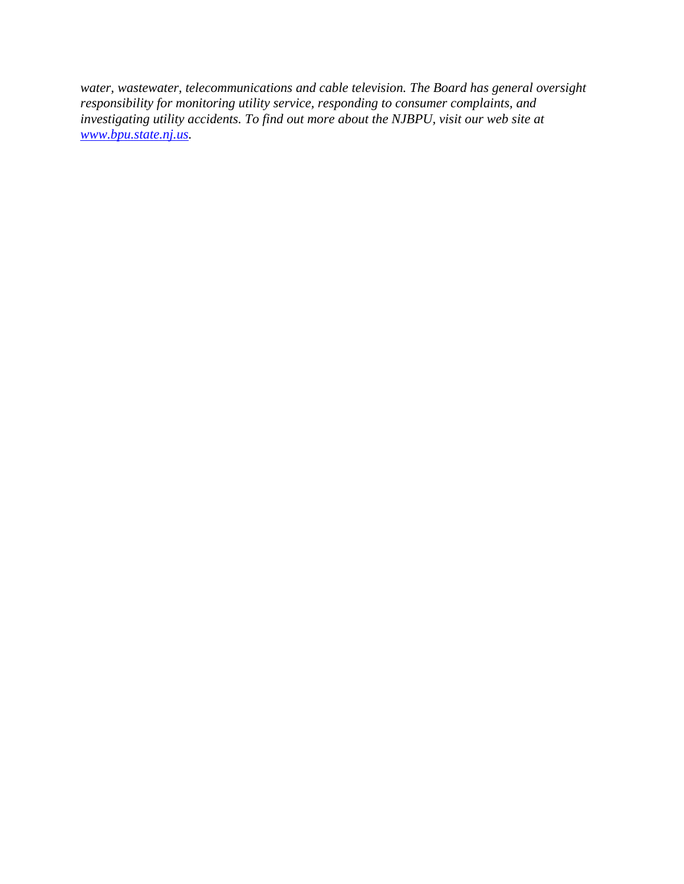*water, wastewater, telecommunications and cable television. The Board has general oversight responsibility for monitoring utility service, responding to consumer complaints, and investigating utility accidents. To find out more about the NJBPU, visit our web site at [www.bpu.state.nj.us](http://www.bpu.state.nj.us).*